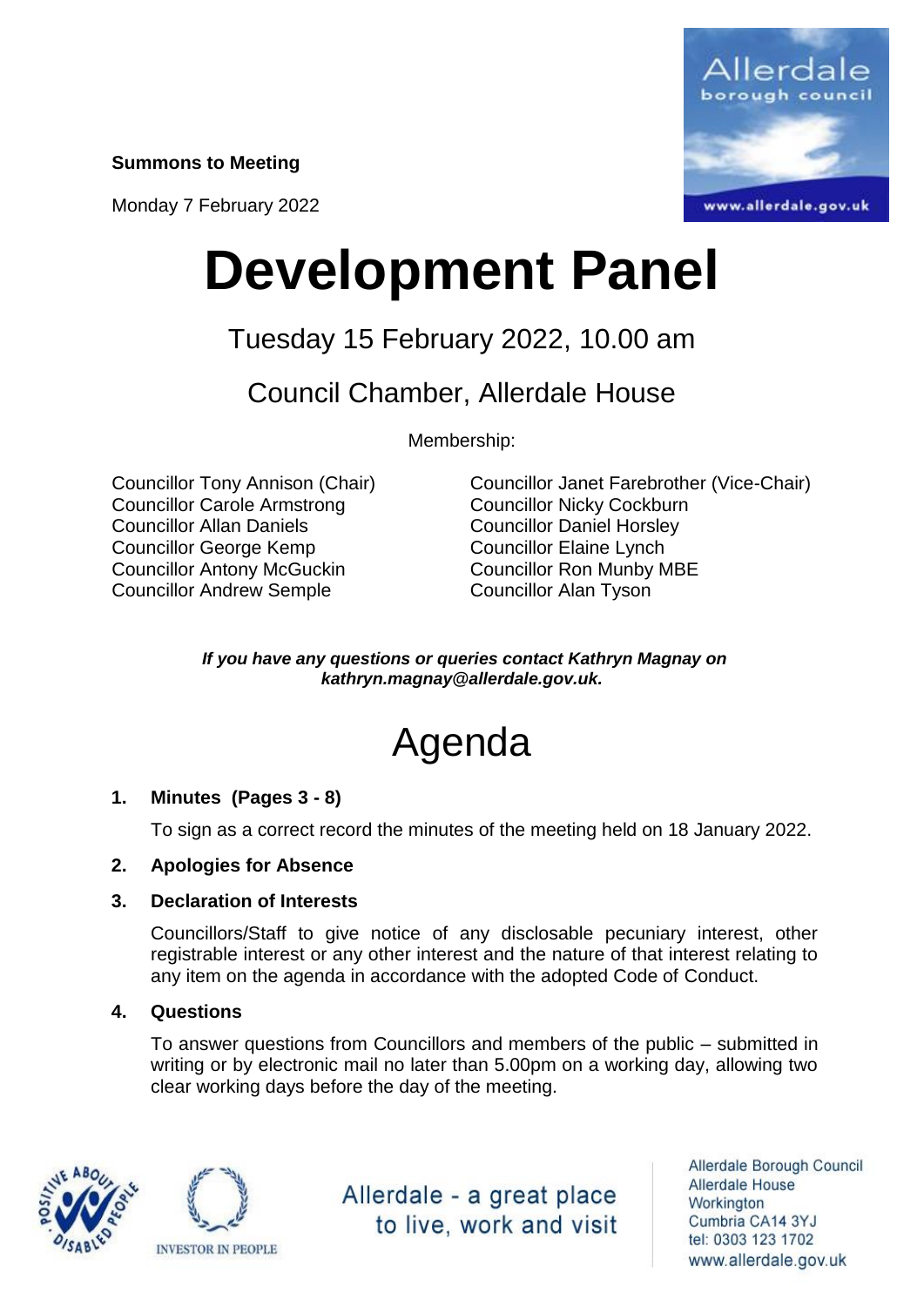**Summons to Meeting**

Monday 7 February 2022

# Development Panel

## Tuesday 15 February 2022, 10.00 am

## Council Chamber, Allerdale House

Membership:

Councillor Tony Annison (Chair)
Councillor Carole Armstrong
Councillor Allan Daniels
Councillor George Kemp
Councillor Antony McGuckin
Councillor Andrew Semple
Councillor Janet Farebrother (Vice-Chair)
Councillor Nicky Cockburn
Councillor Daniel Horsley
Councillor Elaine Lynch
Councillor Ron Munby MBE
Councillor Alan Tyson

***If you have any questions or queries contact Kathryn Magnay on kathryn.magnay@allerdale.gov.uk.***

# Agenda

1. **Minutes (Pages 3 - 8)**

   To sign as a correct record the minutes of the meeting held on 18 January 2022.

2. **Apologies for Absence**

3. **Declaration of Interests**

   Councillors/Staff to give notice of any disclosable pecuniary interest, other registrable interest or any other interest and the nature of that interest relating to any item on the agenda in accordance with the adopted Code of Conduct.

4. **Questions**

   To answer questions from Councillors and members of the public – submitted in writing or by electronic mail no later than 5.00pm on a working day, allowing two clear working days before the day of the meeting.

Allerdale - a great place to live, work and visit

Allerdale Borough Council
Allerdale House
Workington
Cumbria CA14 3YJ
tel: 0303 123 1702
www.allerdale.gov.uk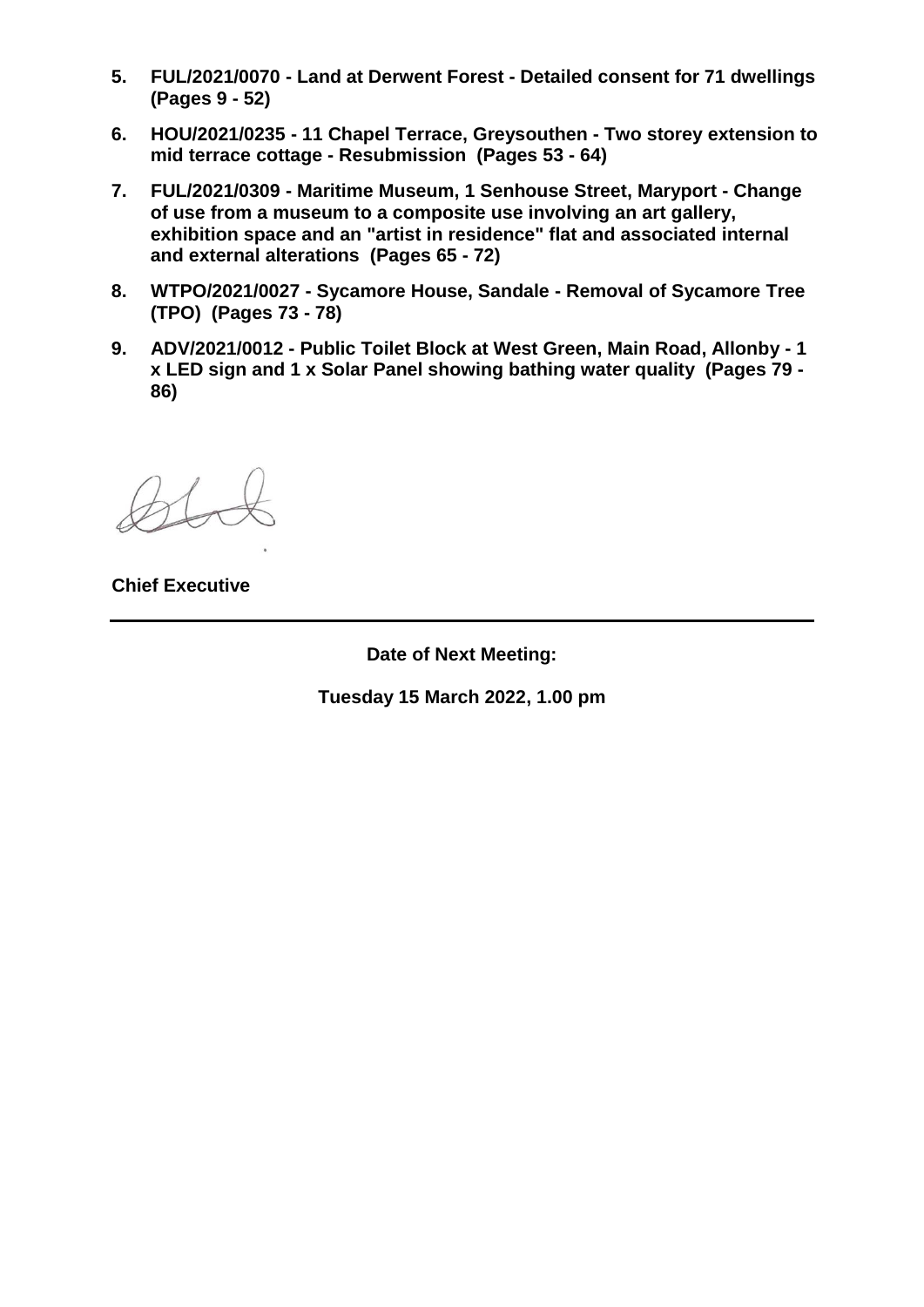5. **FUL/2021/0070 - Land at Derwent Forest - Detailed consent for 71 dwellings (Pages 9 - 52)**

6. **HOU/2021/0235 - 11 Chapel Terrace, Greysouthen - Two storey extension to mid terrace cottage - Resubmission (Pages 53 - 64)**

7. **FUL/2021/0309 - Maritime Museum, 1 Senhouse Street, Maryport - Change of use from a museum to a composite use involving an art gallery, exhibition space and an "artist in residence" flat and associated internal and external alterations (Pages 65 - 72)**

8. **WTPO/2021/0027 - Sycamore House, Sandale - Removal of Sycamore Tree (TPO) (Pages 73 - 78)**

9. **ADV/2021/0012 - Public Toilet Block at West Green, Main Road, Allonby - 1 x LED sign and 1 x Solar Panel showing bathing water quality (Pages 79 - 86)**

**Chief Executive**

---

**Date of Next Meeting:**

**Tuesday 15 March 2022, 1.00 pm**